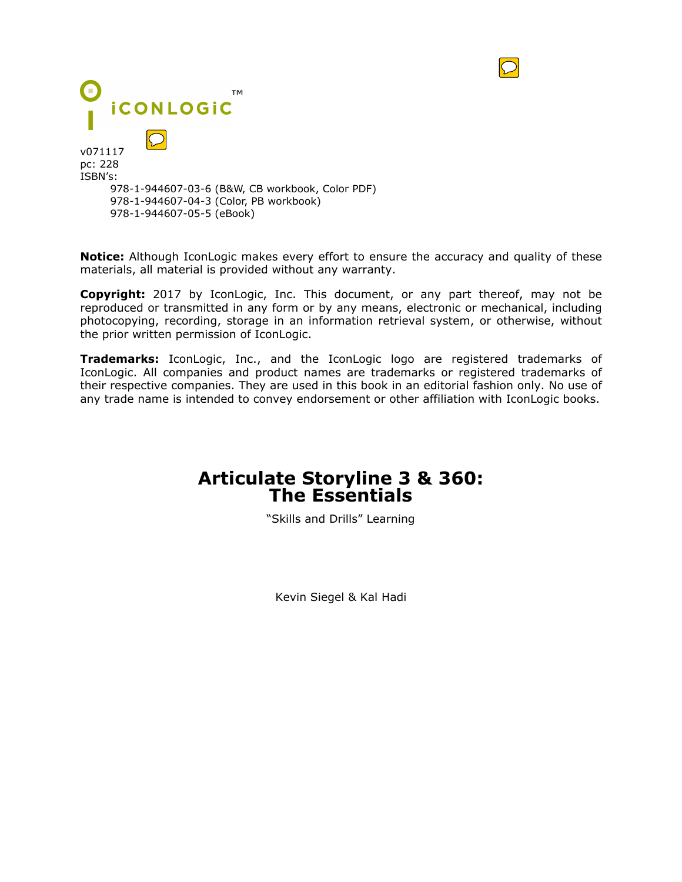ICONLOGIC™

v071117
pc: 228
ISBN's:
978-1-944607-03-6 (B&W, CB workbook, Color PDF)
978-1-944607-04-3 (Color, PB workbook)
978-1-944607-05-5 (eBook)

**Notice:** Although IconLogic makes every effort to ensure the accuracy and quality of these materials, all material is provided without any warranty.

**Copyright:** 2017 by IconLogic, Inc. This document, or any part thereof, may not be reproduced or transmitted in any form or by any means, electronic or mechanical, including photocopying, recording, storage in an information retrieval system, or otherwise, without the prior written permission of IconLogic.

**Trademarks:** IconLogic, Inc., and the IconLogic logo are registered trademarks of IconLogic. All companies and product names are trademarks or registered trademarks of their respective companies. They are used in this book in an editorial fashion only. No use of any trade name is intended to convey endorsement or other affiliation with IconLogic books.

# Articulate Storyline 3 & 360: The Essentials

"Skills and Drills" Learning

Kevin Siegel & Kal Hadi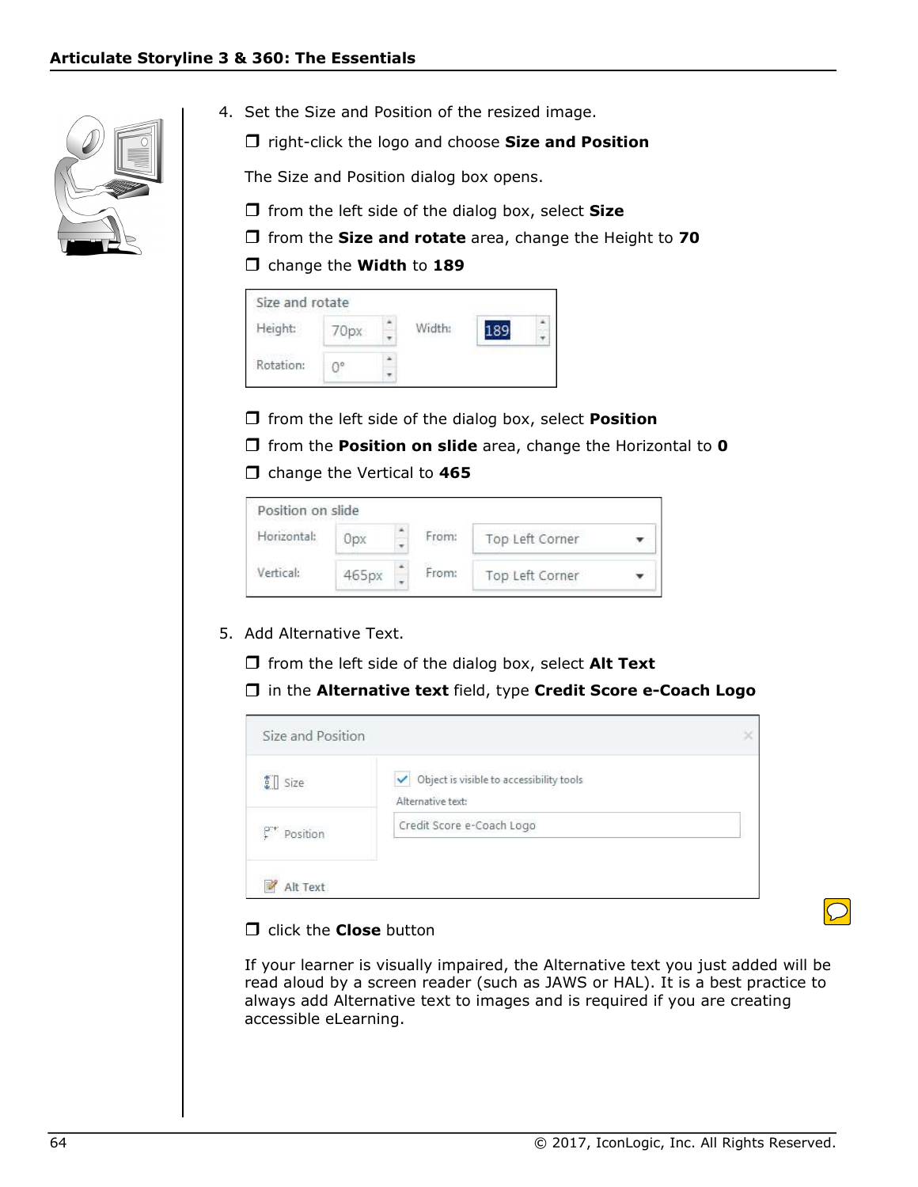4. Set the Size and Position of the resized image.

   ❒ right-click the logo and choose **Size and Position**

   The Size and Position dialog box opens.

   ❒ from the left side of the dialog box, select **Size**

   ❒ from the **Size and rotate** area, change the Height to **70**

   ❒ change the **Width** to **189**

   Size and rotate

   Height: 70px Width: 189

   Rotation: 0°

   ❒ from the left side of the dialog box, select **Position**

   ❒ from the **Position on slide** area, change the Horizontal to **0**

   ❒ change the Vertical to **465**

   Position on slide

   Horizontal: 0px From: Top Left Corner

   Vertical: 465px From: Top Left Corner

5. Add Alternative Text.

   ❒ from the left side of the dialog box, select **Alt Text**

   ❒ in the **Alternative text** field, type **Credit Score e-Coach Logo**

   Size and Position

   Size | Position | Alt Text

   ✓ Object is visible to accessibility tools

   Alternative text:

   Credit Score e-Coach Logo

   ❒ click the **Close** button

   If your learner is visually impaired, the Alternative text you just added will be read aloud by a screen reader (such as JAWS or HAL). It is a best practice to always add Alternative text to images and is required if you are creating accessible eLearning.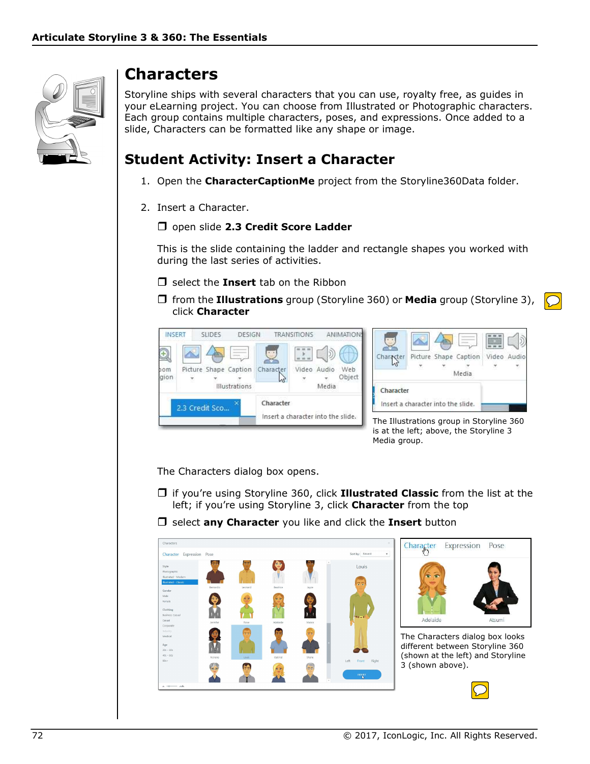# Characters

Storyline ships with several characters that you can use, royalty free, as guides in your eLearning project. You can choose from Illustrated or Photographic characters. Each group contains multiple characters, poses, and expressions. Once added to a slide, Characters can be formatted like any shape or image.

## Student Activity: Insert a Character

1. Open the **CharacterCaptionMe** project from the Storyline360Data folder.

2. Insert a Character.

   ❒ open slide **2.3 Credit Score Ladder**

   This is the slide containing the ladder and rectangle shapes you worked with during the last series of activities.

   ❒ select the **Insert** tab on the Ribbon

   ❒ from the **Illustrations** group (Storyline 360) or **Media** group (Storyline 3), click **Character**

   The Illustrations group in Storyline 360 is at the left; above, the Storyline 3 Media group.

   The Characters dialog box opens.

   ❒ if you're using Storyline 360, click **Illustrated Classic** from the list at the left; if you're using Storyline 3, click **Character** from the top

   ❒ select **any Character** you like and click the **Insert** button

   The Characters dialog box looks different between Storyline 360 (shown at the left) and Storyline 3 (shown above).